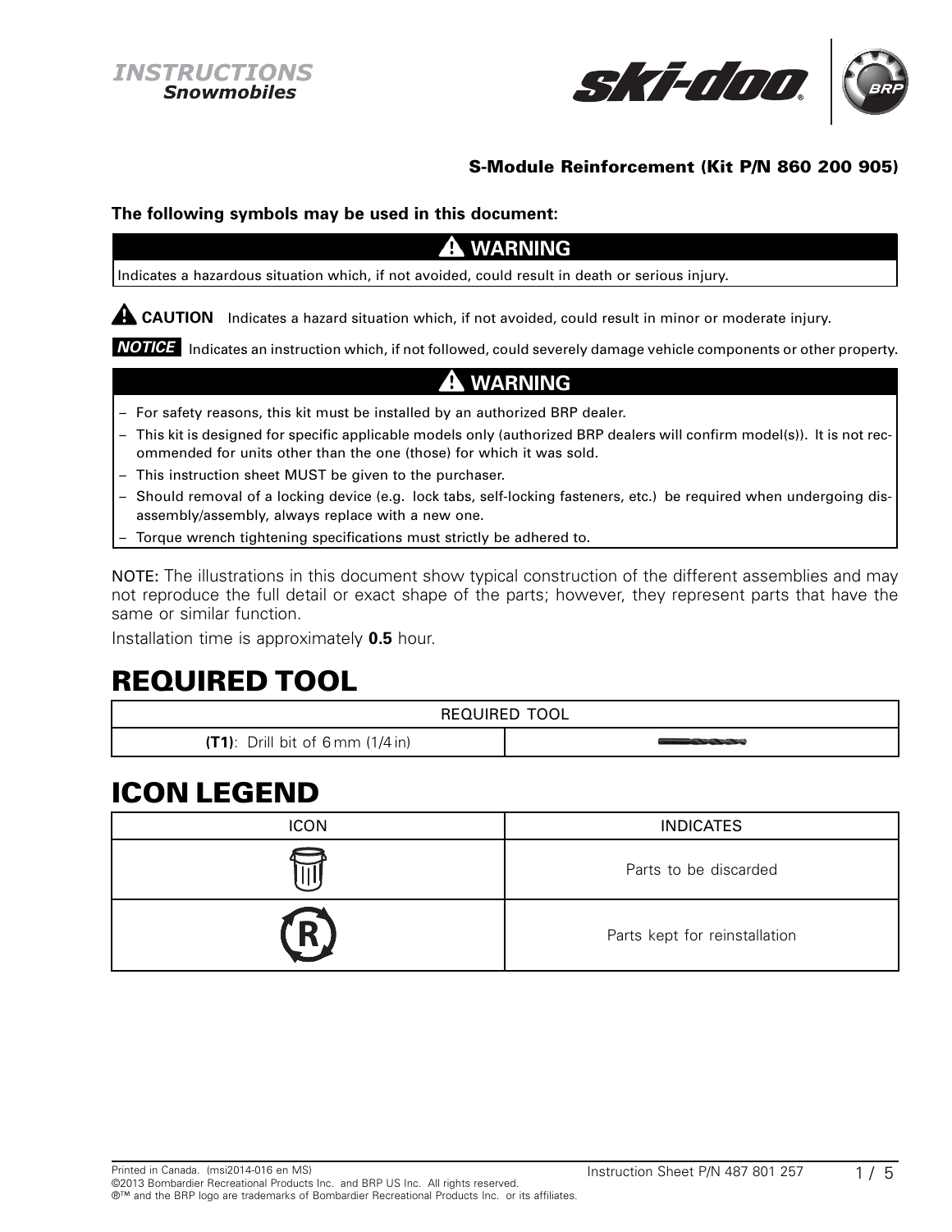INSTRUCTIONS
*Snowmobiles*

**S-Module Reinforcement (Kit P/N 860 200 905)**

**The following symbols may be used in this document:**

**⚠ WARNING**

Indicates a hazardous situation which, if not avoided, could result in death or serious injury.

**⚠ CAUTION** Indicates a hazard situation which, if not avoided, could result in minor or moderate injury.

***NOTICE*** Indicates an instruction which, if not followed, could severely damage vehicle components or other property.

**⚠ WARNING**

- For safety reasons, this kit must be installed by an authorized BRP dealer.
- This kit is designed for specific applicable models only (authorized BRP dealers will confirm model(s)). It is not recommended for units other than the one (those) for which it was sold.
- This instruction sheet MUST be given to the purchaser.
- Should removal of a locking device (e.g. lock tabs, self-locking fasteners, etc.) be required when undergoing disassembly/assembly, always replace with a new one.
- Torque wrench tightening specifications must strictly be adhered to.

NOTE: The illustrations in this document show typical construction of the different assemblies and may not reproduce the full detail or exact shape of the parts; however, they represent parts that have the same or similar function.

Installation time is approximately **0.5** hour.

# REQUIRED TOOL

| REQUIRED TOOL | |
|---|---|
| **(T1)**: Drill bit of 6 mm (1/4 in) | |

# ICON LEGEND

| ICON | INDICATES |
|---|---|
| | Parts to be discarded |
| | Parts kept for reinstallation |

Printed in Canada. (msi2014-016 en MS)
©2013 Bombardier Recreational Products Inc. and BRP US Inc. All rights reserved.
®™ and the BRP logo are trademarks of Bombardier Recreational Products Inc. or its affiliates.

Instruction Sheet P/N 487 801 257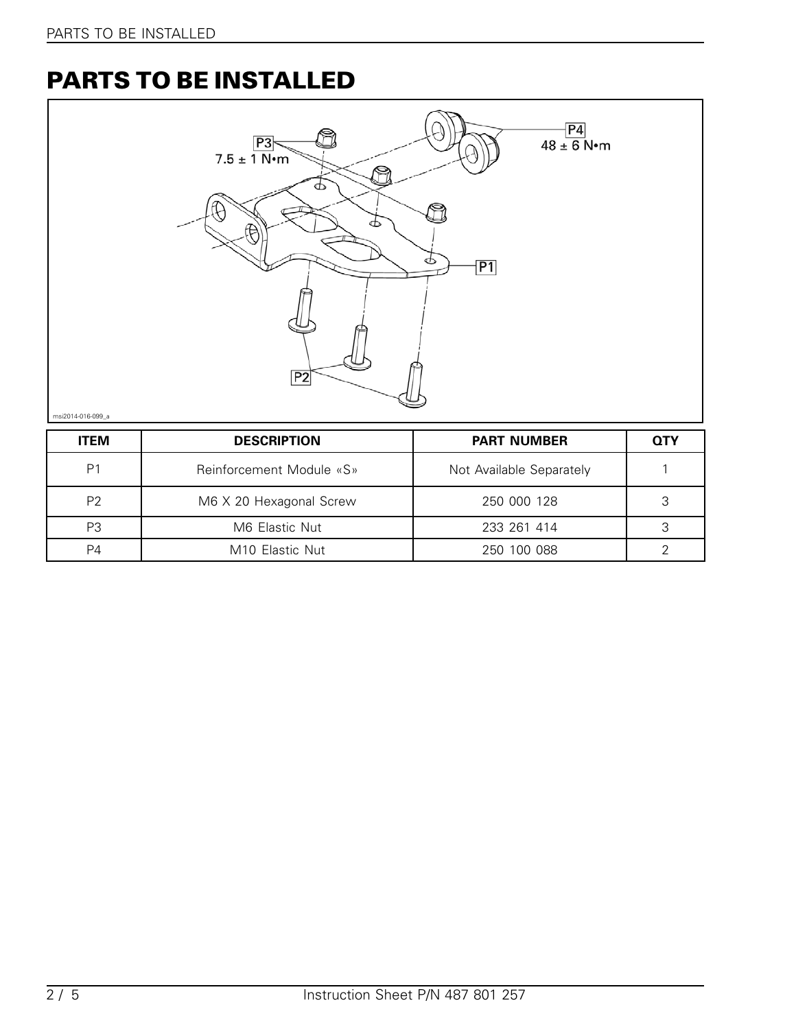# PARTS TO BE INSTALLED

| ITEM | DESCRIPTION | PART NUMBER | QTY |
| --- | --- | --- | --- |
| P1 | Reinforcement Module «S» | Not Available Separately | 1 |
| P2 | M6 X 20 Hexagonal Screw | 250 000 128 | 3 |
| P3 | M6 Elastic Nut | 233 261 414 | 3 |
| P4 | M10 Elastic Nut | 250 100 088 | 2 |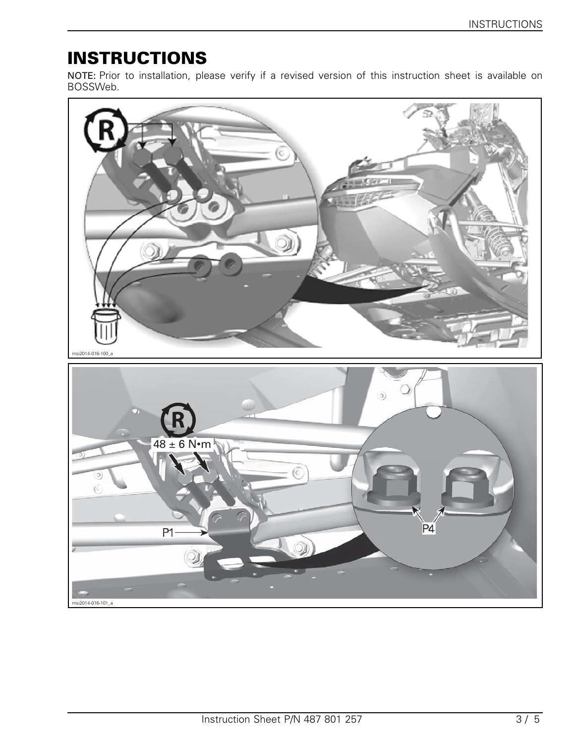# INSTRUCTIONS

**NOTE:** Prior to installation, please verify if a revised version of this instruction sheet is available on BOSSWeb.

msi2014-016-100_a

48 ± 6 N•m

P1

P4

msi2014-016-101_a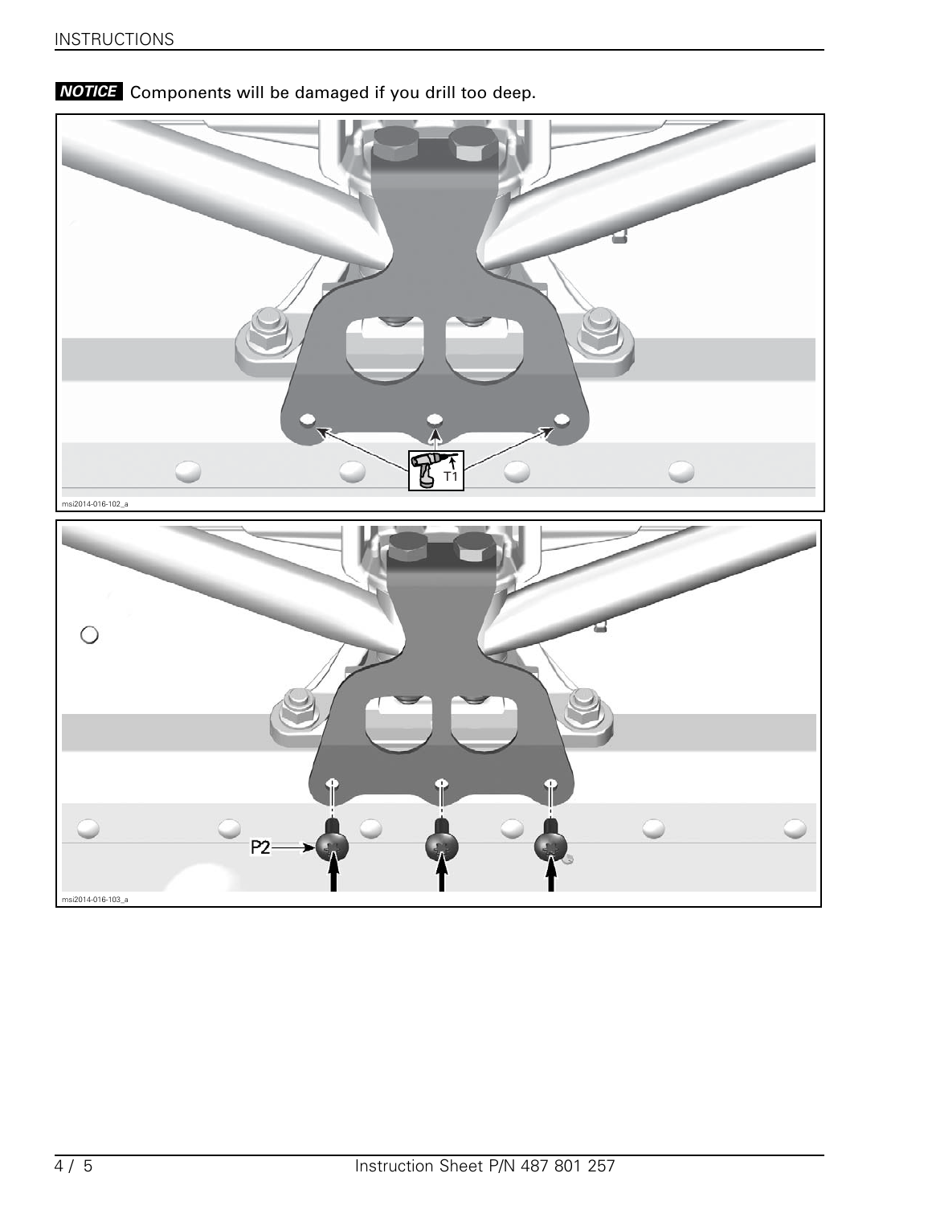**NOTICE** Components will be damaged if you drill too deep.

T1

msi2014-016-102_a

P2

msi2014-016-103_a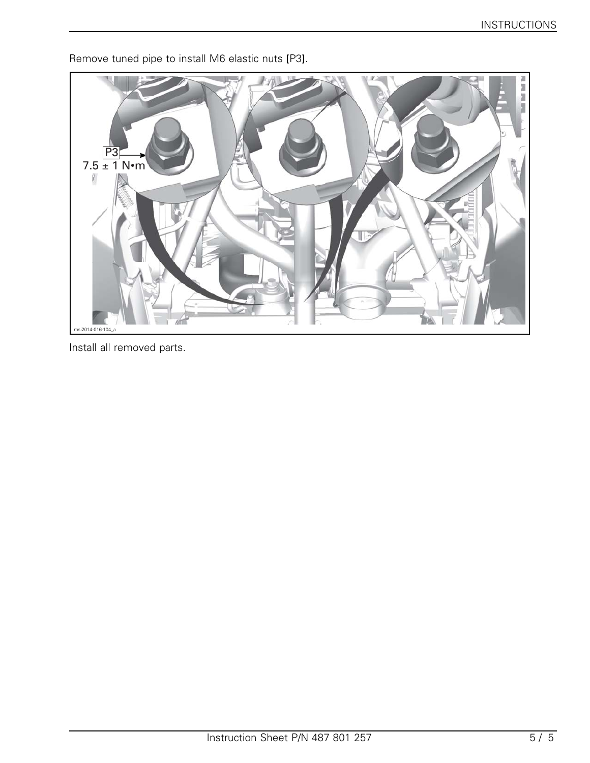Remove tuned pipe to install M6 elastic nuts [P3].

P3

7.5 ± 1 N•m

msi2014-016-104_a

Install all removed parts.